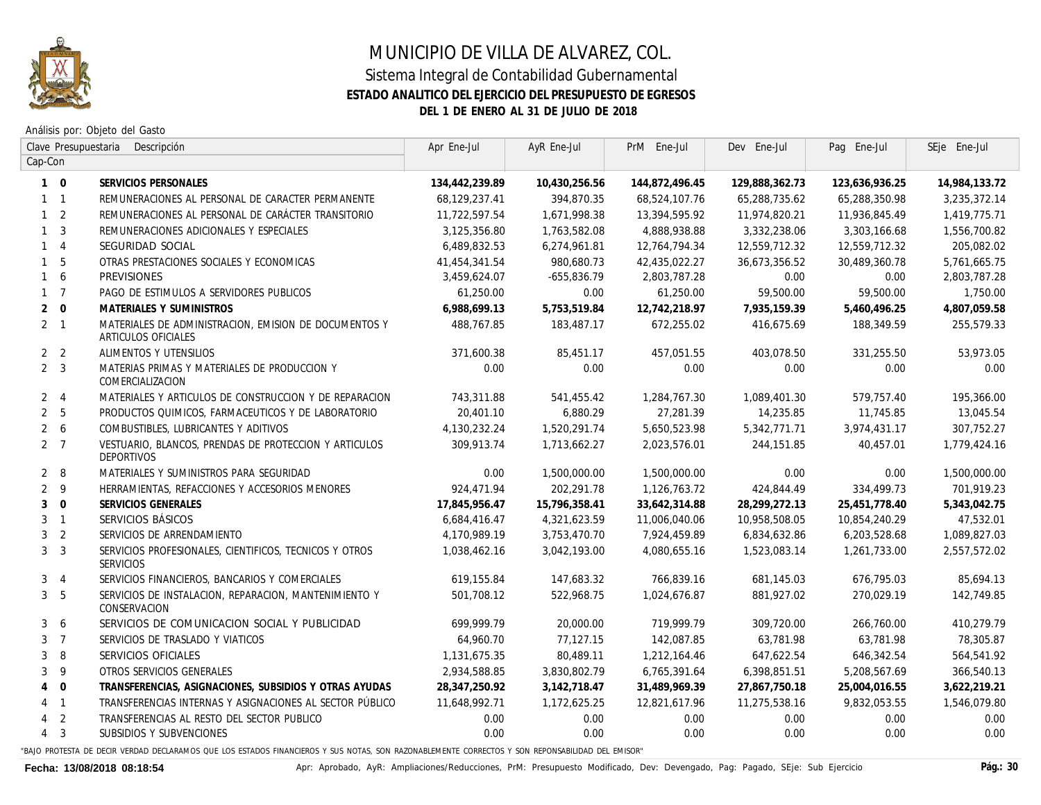# MUNICIPIO DE VILLA DE ALVAREZ, COL.

## Sistema Integral de Contabilidad Gubernamental

### ESTADO ANALITICO DEL EJERCICIO DEL PRESUPUESTO DE EGRESOS

### DEL 1 DE ENERO AL 31 DE JULIO DE 2018

Análisis por: Objeto del Gasto

| Clave Presupuestaria Cap-Con | | Descripción | Apr Ene-Jul | AyR Ene-Jul | PrM Ene-Jul | Dev Ene-Jul | Pag Ene-Jul | SEje Ene-Jul |
|---|---|---|---|---|---|---|---|---|
| **1** | **0** | **SERVICIOS PERSONALES** | **134,442,239.89** | **10,430,256.56** | **144,872,496.45** | **129,888,362.73** | **123,636,936.25** | **14,984,133.72** |
| 1 | 1 | REMUNERACIONES AL PERSONAL DE CARACTER PERMANENTE | 68,129,237.41 | 394,870.35 | 68,524,107.76 | 65,288,735.62 | 65,288,350.98 | 3,235,372.14 |
| 1 | 2 | REMUNERACIONES AL PERSONAL DE CARÁCTER TRANSITORIO | 11,722,597.54 | 1,671,998.38 | 13,394,595.92 | 11,974,820.21 | 11,936,845.49 | 1,419,775.71 |
| 1 | 3 | REMUNERACIONES ADICIONALES Y ESPECIALES | 3,125,356.80 | 1,763,582.08 | 4,888,938.88 | 3,332,238.06 | 3,303,166.68 | 1,556,700.82 |
| 1 | 4 | SEGURIDAD SOCIAL | 6,489,832.53 | 6,274,961.81 | 12,764,794.34 | 12,559,712.32 | 12,559,712.32 | 205,082.02 |
| 1 | 5 | OTRAS PRESTACIONES SOCIALES Y ECONOMICAS | 41,454,341.54 | 980,680.73 | 42,435,022.27 | 36,673,356.52 | 30,489,360.78 | 5,761,665.75 |
| 1 | 6 | PREVISIONES | 3,459,624.07 | -655,836.79 | 2,803,787.28 | 0.00 | 0.00 | 2,803,787.28 |
| 1 | 7 | PAGO DE ESTIMULOS A SERVIDORES PUBLICOS | 61,250.00 | 0.00 | 61,250.00 | 59,500.00 | 59,500.00 | 1,750.00 |
| **2** | **0** | **MATERIALES Y SUMINISTROS** | **6,988,699.13** | **5,753,519.84** | **12,742,218.97** | **7,935,159.39** | **5,460,496.25** | **4,807,059.58** |
| 2 | 1 | MATERIALES DE ADMINISTRACION, EMISION DE DOCUMENTOS Y ARTICULOS OFICIALES | 488,767.85 | 183,487.17 | 672,255.02 | 416,675.69 | 188,349.59 | 255,579.33 |
| 2 | 2 | ALIMENTOS Y UTENSILIOS | 371,600.38 | 85,451.17 | 457,051.55 | 403,078.50 | 331,255.50 | 53,973.05 |
| 2 | 3 | MATERIAS PRIMAS Y MATERIALES DE PRODUCCION Y COMERCIALIZACION | 0.00 | 0.00 | 0.00 | 0.00 | 0.00 | 0.00 |
| 2 | 4 | MATERIALES Y ARTICULOS DE CONSTRUCCION Y DE REPARACION | 743,311.88 | 541,455.42 | 1,284,767.30 | 1,089,401.30 | 579,757.40 | 195,366.00 |
| 2 | 5 | PRODUCTOS QUIMICOS, FARMACEUTICOS Y DE LABORATORIO | 20,401.10 | 6,880.29 | 27,281.39 | 14,235.85 | 11,745.85 | 13,045.54 |
| 2 | 6 | COMBUSTIBLES, LUBRICANTES Y ADITIVOS | 4,130,232.24 | 1,520,291.74 | 5,650,523.98 | 5,342,771.71 | 3,974,431.17 | 307,752.27 |
| 2 | 7 | VESTUARIO, BLANCOS, PRENDAS DE PROTECCION Y ARTICULOS DEPORTIVOS | 309,913.74 | 1,713,662.27 | 2,023,576.01 | 244,151.85 | 40,457.01 | 1,779,424.16 |
| 2 | 8 | MATERIALES Y SUMINISTROS PARA SEGURIDAD | 0.00 | 1,500,000.00 | 1,500,000.00 | 0.00 | 0.00 | 1,500,000.00 |
| 2 | 9 | HERRAMIENTAS, REFACCIONES Y ACCESORIOS MENORES | 924,471.94 | 202,291.78 | 1,126,763.72 | 424,844.49 | 334,499.73 | 701,919.23 |
| **3** | **0** | **SERVICIOS GENERALES** | **17,845,956.47** | **15,796,358.41** | **33,642,314.88** | **28,299,272.13** | **25,451,778.40** | **5,343,042.75** |
| 3 | 1 | SERVICIOS BÁSICOS | 6,684,416.47 | 4,321,623.59 | 11,006,040.06 | 10,958,508.05 | 10,854,240.29 | 47,532.01 |
| 3 | 2 | SERVICIOS DE ARRENDAMIENTO | 4,170,989.19 | 3,753,470.70 | 7,924,459.89 | 6,834,632.86 | 6,203,528.68 | 1,089,827.03 |
| 3 | 3 | SERVICIOS PROFESIONALES, CIENTIFICOS, TECNICOS Y OTROS SERVICIOS | 1,038,462.16 | 3,042,193.00 | 4,080,655.16 | 1,523,083.14 | 1,261,733.00 | 2,557,572.02 |
| 3 | 4 | SERVICIOS FINANCIEROS, BANCARIOS Y COMERCIALES | 619,155.84 | 147,683.32 | 766,839.16 | 681,145.03 | 676,795.03 | 85,694.13 |
| 3 | 5 | SERVICIOS DE INSTALACION, REPARACION, MANTENIMIENTO Y CONSERVACION | 501,708.12 | 522,968.75 | 1,024,676.87 | 881,927.02 | 270,029.19 | 142,749.85 |
| 3 | 6 | SERVICIOS DE COMUNICACION SOCIAL Y PUBLICIDAD | 699,999.79 | 20,000.00 | 719,999.79 | 309,720.00 | 266,760.00 | 410,279.79 |
| 3 | 7 | SERVICIOS DE TRASLADO Y VIATICOS | 64,960.70 | 77,127.15 | 142,087.85 | 63,781.98 | 63,781.98 | 78,305.87 |
| 3 | 8 | SERVICIOS OFICIALES | 1,131,675.35 | 80,489.11 | 1,212,164.46 | 647,622.54 | 646,342.54 | 564,541.92 |
| 3 | 9 | OTROS SERVICIOS GENERALES | 2,934,588.85 | 3,830,802.79 | 6,765,391.64 | 6,398,851.51 | 5,208,567.69 | 366,540.13 |
| **4** | **0** | **TRANSFERENCIAS, ASIGNACIONES, SUBSIDIOS Y OTRAS AYUDAS** | **28,347,250.92** | **3,142,718.47** | **31,489,969.39** | **27,867,750.18** | **25,004,016.55** | **3,622,219.21** |
| 4 | 1 | TRANSFERENCIAS INTERNAS Y ASIGNACIONES AL SECTOR PÚBLICO | 11,648,992.71 | 1,172,625.25 | 12,821,617.96 | 11,275,538.16 | 9,832,053.55 | 1,546,079.80 |
| 4 | 2 | TRANSFERENCIAS AL RESTO DEL SECTOR PUBLICO | 0.00 | 0.00 | 0.00 | 0.00 | 0.00 | 0.00 |
| 4 | 3 | SUBSIDIOS Y SUBVENCIONES | 0.00 | 0.00 | 0.00 | 0.00 | 0.00 | 0.00 |

"BAJO PROTESTA DE DECIR VERDAD DECLARAMOS QUE LOS ESTADOS FINANCIEROS Y SUS NOTAS, SON RAZONABLEMENTE CORRECTOS Y SON REPONSABILIDAD DEL EMISOR"

Fecha: 13/08/2018 08:18:54

Apr: Aprobado, AyR: Ampliaciones/Reducciones, PrM: Presupuesto Modificado, Dev: Devengado, Pag: Pagado, SEje: Sub Ejercicio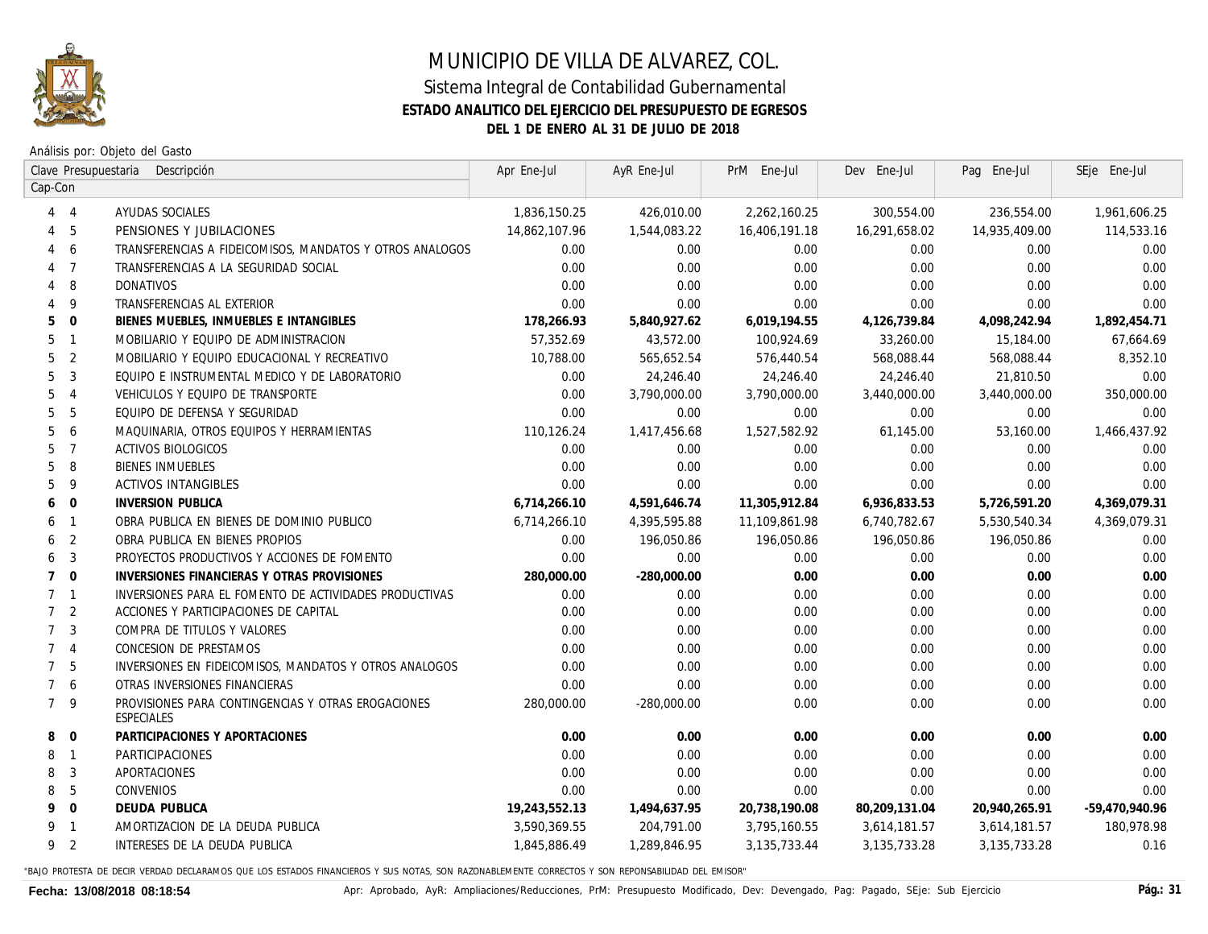# MUNICIPIO DE VILLA DE ALVAREZ, COL.

## Sistema Integral de Contabilidad Gubernamental

### ESTADO ANALITICO DEL EJERCICIO DEL PRESUPUESTO DE EGRESOS

### DEL 1 DE ENERO AL 31 DE JULIO DE 2018

Análisis por: Objeto del Gasto

| Clave Presupuestaria Cap-Con | | Descripción | Apr Ene-Jul | AyR Ene-Jul | PrM Ene-Jul | Dev Ene-Jul | Pag Ene-Jul | SEje Ene-Jul |
|---|---|---|---|---|---|---|---|---|
| 4 | 4 | AYUDAS SOCIALES | 1,836,150.25 | 426,010.00 | 2,262,160.25 | 300,554.00 | 236,554.00 | 1,961,606.25 |
| 4 | 5 | PENSIONES Y JUBILACIONES | 14,862,107.96 | 1,544,083.22 | 16,406,191.18 | 16,291,658.02 | 14,935,409.00 | 114,533.16 |
| 4 | 6 | TRANSFERENCIAS A FIDEICOMISOS, MANDATOS Y OTROS ANALOGOS | 0.00 | 0.00 | 0.00 | 0.00 | 0.00 | 0.00 |
| 4 | 7 | TRANSFERENCIAS A LA SEGURIDAD SOCIAL | 0.00 | 0.00 | 0.00 | 0.00 | 0.00 | 0.00 |
| 4 | 8 | DONATIVOS | 0.00 | 0.00 | 0.00 | 0.00 | 0.00 | 0.00 |
| 4 | 9 | TRANSFERENCIAS AL EXTERIOR | 0.00 | 0.00 | 0.00 | 0.00 | 0.00 | 0.00 |
| **5** | **0** | **BIENES MUEBLES, INMUEBLES E INTANGIBLES** | **178,266.93** | **5,840,927.62** | **6,019,194.55** | **4,126,739.84** | **4,098,242.94** | **1,892,454.71** |
| 5 | 1 | MOBILIARIO Y EQUIPO DE ADMINISTRACION | 57,352.69 | 43,572.00 | 100,924.69 | 33,260.00 | 15,184.00 | 67,664.69 |
| 5 | 2 | MOBILIARIO Y EQUIPO EDUCACIONAL Y RECREATIVO | 10,788.00 | 565,652.54 | 576,440.54 | 568,088.44 | 568,088.44 | 8,352.10 |
| 5 | 3 | EQUIPO E INSTRUMENTAL MEDICO Y DE LABORATORIO | 0.00 | 24,246.40 | 24,246.40 | 24,246.40 | 21,810.50 | 0.00 |
| 5 | 4 | VEHICULOS Y EQUIPO DE TRANSPORTE | 0.00 | 3,790,000.00 | 3,790,000.00 | 3,440,000.00 | 3,440,000.00 | 350,000.00 |
| 5 | 5 | EQUIPO DE DEFENSA Y SEGURIDAD | 0.00 | 0.00 | 0.00 | 0.00 | 0.00 | 0.00 |
| 5 | 6 | MAQUINARIA, OTROS EQUIPOS Y HERRAMIENTAS | 110,126.24 | 1,417,456.68 | 1,527,582.92 | 61,145.00 | 53,160.00 | 1,466,437.92 |
| 5 | 7 | ACTIVOS BIOLOGICOS | 0.00 | 0.00 | 0.00 | 0.00 | 0.00 | 0.00 |
| 5 | 8 | BIENES INMUEBLES | 0.00 | 0.00 | 0.00 | 0.00 | 0.00 | 0.00 |
| 5 | 9 | ACTIVOS INTANGIBLES | 0.00 | 0.00 | 0.00 | 0.00 | 0.00 | 0.00 |
| **6** | **0** | **INVERSION PUBLICA** | **6,714,266.10** | **4,591,646.74** | **11,305,912.84** | **6,936,833.53** | **5,726,591.20** | **4,369,079.31** |
| 6 | 1 | OBRA PUBLICA EN BIENES DE DOMINIO PUBLICO | 6,714,266.10 | 4,395,595.88 | 11,109,861.98 | 6,740,782.67 | 5,530,540.34 | 4,369,079.31 |
| 6 | 2 | OBRA PUBLICA EN BIENES PROPIOS | 0.00 | 196,050.86 | 196,050.86 | 196,050.86 | 196,050.86 | 0.00 |
| 6 | 3 | PROYECTOS PRODUCTIVOS Y ACCIONES DE FOMENTO | 0.00 | 0.00 | 0.00 | 0.00 | 0.00 | 0.00 |
| **7** | **0** | **INVERSIONES FINANCIERAS Y OTRAS PROVISIONES** | **280,000.00** | **-280,000.00** | **0.00** | **0.00** | **0.00** | **0.00** |
| 7 | 1 | INVERSIONES PARA EL FOMENTO DE ACTIVIDADES PRODUCTIVAS | 0.00 | 0.00 | 0.00 | 0.00 | 0.00 | 0.00 |
| 7 | 2 | ACCIONES Y PARTICIPACIONES DE CAPITAL | 0.00 | 0.00 | 0.00 | 0.00 | 0.00 | 0.00 |
| 7 | 3 | COMPRA DE TITULOS Y VALORES | 0.00 | 0.00 | 0.00 | 0.00 | 0.00 | 0.00 |
| 7 | 4 | CONCESION DE PRESTAMOS | 0.00 | 0.00 | 0.00 | 0.00 | 0.00 | 0.00 |
| 7 | 5 | INVERSIONES EN FIDEICOMISOS, MANDATOS Y OTROS ANALOGOS | 0.00 | 0.00 | 0.00 | 0.00 | 0.00 | 0.00 |
| 7 | 6 | OTRAS INVERSIONES FINANCIERAS | 0.00 | 0.00 | 0.00 | 0.00 | 0.00 | 0.00 |
| 7 | 9 | PROVISIONES PARA CONTINGENCIAS Y OTRAS EROGACIONES ESPECIALES | 280,000.00 | -280,000.00 | 0.00 | 0.00 | 0.00 | 0.00 |
| **8** | **0** | **PARTICIPACIONES Y APORTACIONES** | **0.00** | **0.00** | **0.00** | **0.00** | **0.00** | **0.00** |
| 8 | 1 | PARTICIPACIONES | 0.00 | 0.00 | 0.00 | 0.00 | 0.00 | 0.00 |
| 8 | 3 | APORTACIONES | 0.00 | 0.00 | 0.00 | 0.00 | 0.00 | 0.00 |
| 8 | 5 | CONVENIOS | 0.00 | 0.00 | 0.00 | 0.00 | 0.00 | 0.00 |
| **9** | **0** | **DEUDA PUBLICA** | **19,243,552.13** | **1,494,637.95** | **20,738,190.08** | **80,209,131.04** | **20,940,265.91** | **-59,470,940.96** |
| 9 | 1 | AMORTIZACION DE LA DEUDA PUBLICA | 3,590,369.55 | 204,791.00 | 3,795,160.55 | 3,614,181.57 | 3,614,181.57 | 180,978.98 |
| 9 | 2 | INTERESES DE LA DEUDA PUBLICA | 1,845,886.49 | 1,289,846.95 | 3,135,733.44 | 3,135,733.28 | 3,135,733.28 | 0.16 |

"BAJO PROTESTA DE DECIR VERDAD DECLARAMOS QUE LOS ESTADOS FINANCIEROS Y SUS NOTAS, SON RAZONABLEMENTE CORRECTOS Y SON REPONSABILIDAD DEL EMISOR"

**Fecha: 13/08/2018 08:18:54** Apr: Aprobado, AyR: Ampliaciones/Reducciones, PrM: Presupuesto Modificado, Dev: Devengado, Pag: Pagado, SEje: Sub Ejercicio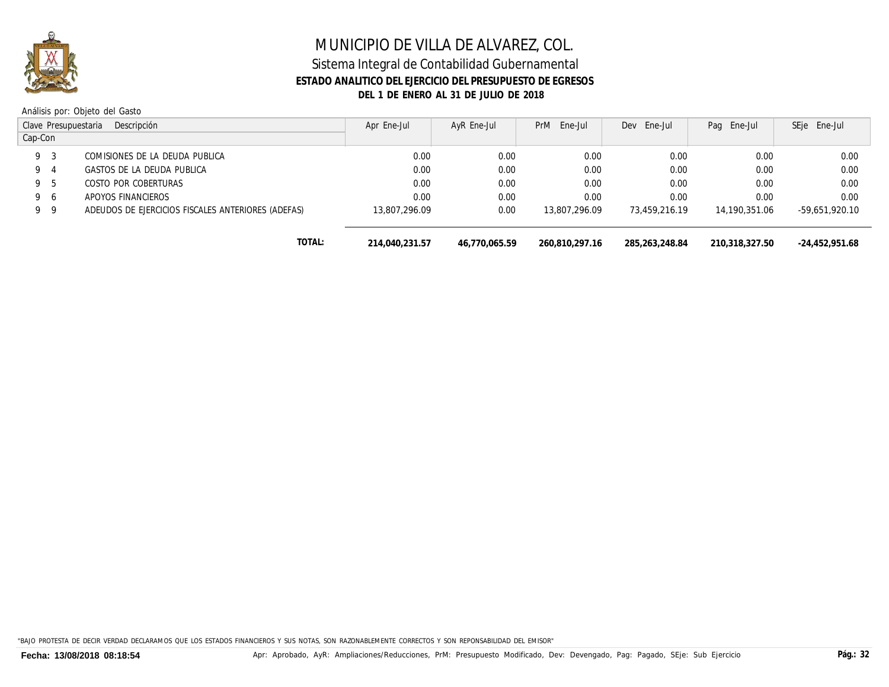# MUNICIPIO DE VILLA DE ALVAREZ, COL.

## Sistema Integral de Contabilidad Gubernamental

**ESTADO ANALITICO DEL EJERCICIO DEL PRESUPUESTO DE EGRESOS**

**DEL 1 DE ENERO AL 31 DE JULIO DE 2018**

Análisis por: Objeto del Gasto

| Clave Presupuestaria Cap-Con | | Descripción | Apr Ene-Jul | AyR Ene-Jul | PrM Ene-Jul | Dev Ene-Jul | Pag Ene-Jul | SEje Ene-Jul |
|---|---|---|---|---|---|---|---|---|
| 9 | 3 | COMISIONES DE LA DEUDA PUBLICA | 0.00 | 0.00 | 0.00 | 0.00 | 0.00 | 0.00 |
| 9 | 4 | GASTOS DE LA DEUDA PUBLICA | 0.00 | 0.00 | 0.00 | 0.00 | 0.00 | 0.00 |
| 9 | 5 | COSTO POR COBERTURAS | 0.00 | 0.00 | 0.00 | 0.00 | 0.00 | 0.00 |
| 9 | 6 | APOYOS FINANCIEROS | 0.00 | 0.00 | 0.00 | 0.00 | 0.00 | 0.00 |
| 9 | 9 | ADEUDOS DE EJERCICIOS FISCALES ANTERIORES (ADEFAS) | 13,807,296.09 | 0.00 | 13,807,296.09 | 73,459,216.19 | 14,190,351.06 | -59,651,920.10 |
| | | **TOTAL:** | **214,040,231.57** | **46,770,065.59** | **260,810,297.16** | **285,263,248.84** | **210,318,327.50** | **-24,452,951.68** |

"BAJO PROTESTA DE DECIR VERDAD DECLARAMOS QUE LOS ESTADOS FINANCIEROS Y SUS NOTAS, SON RAZONABLEMENTE CORRECTOS Y SON REPONSABILIDAD DEL EMISOR"

**Fecha: 13/08/2018 08:18:54** Apr: Aprobado, AyR: Ampliaciones/Reducciones, PrM: Presupuesto Modificado, Dev: Devengado, Pag: Pagado, SEje: Sub Ejercicio